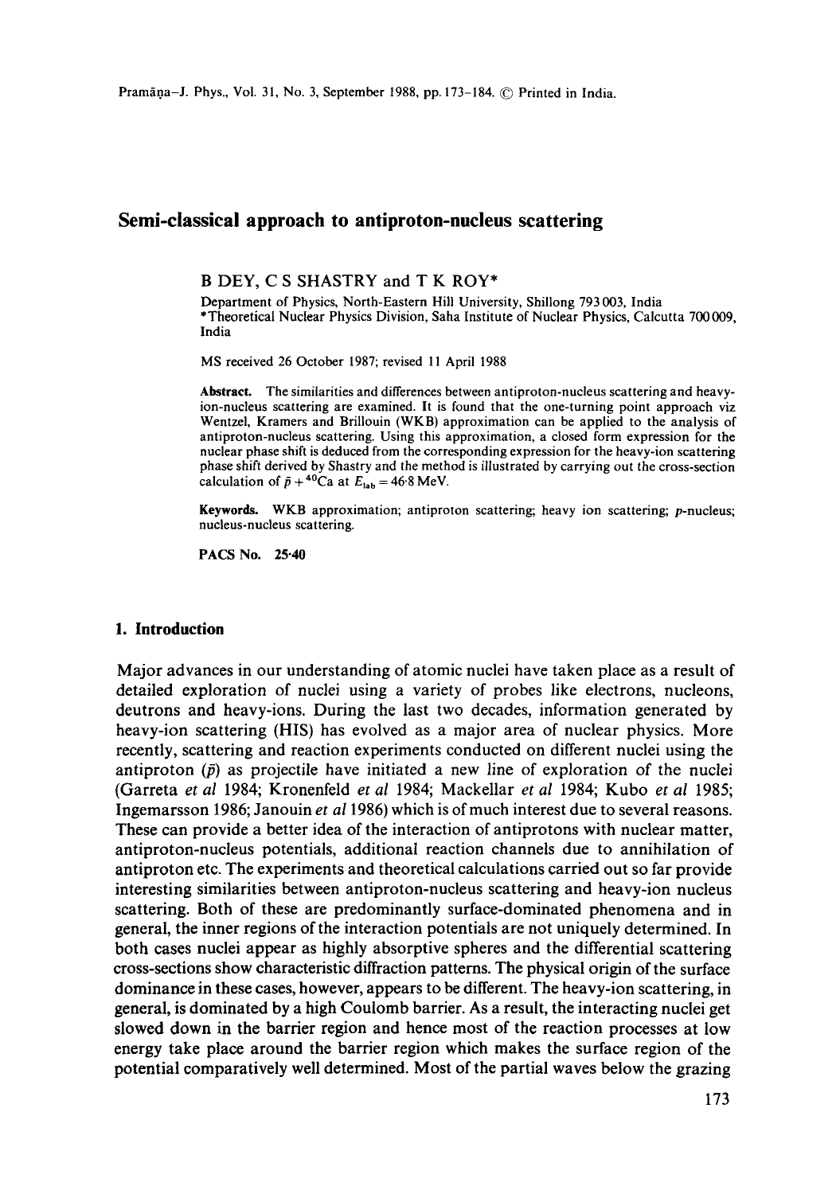# Semi-classical approach to antiproton-nucleus scattering

B DEY, C S SHASTRY and T K ROY*

Department of Physics, North-Eastern Hill University, Shillong 793 003, India
*Theoretical Nuclear Physics Division, Saha Institute of Nuclear Physics, Calcutta 700 009, India

MS received 26 October 1987; revised 11 April 1988

**Abstract.** The similarities and differences between antiproton-nucleus scattering and heavy-ion-nucleus scattering are examined. It is found that the one-turning point approach viz Wentzel, Kramers and Brillouin (WKB) approximation can be applied to the analysis of antiproton-nucleus scattering. Using this approximation, a closed form expression for the nuclear phase shift is deduced from the corresponding expression for the heavy-ion scattering phase shift derived by Shastry and the method is illustrated by carrying out the cross-section calculation of $\bar{p} + {}^{40}\text{Ca}$ at $E_{\text{lab}} = 46.8$ MeV.

**Keywords.** WKB approximation; antiproton scattering; heavy ion scattering; $\bar{p}$-nucleus; nucleus-nucleus scattering.

**PACS No.** 25.40

## 1. Introduction

Major advances in our understanding of atomic nuclei have taken place as a result of detailed exploration of nuclei using a variety of probes like electrons, nucleons, deutrons and heavy-ions. During the last two decades, information generated by heavy-ion scattering (HIS) has evolved as a major area of nuclear physics. More recently, scattering and reaction experiments conducted on different nuclei using the antiproton ($\bar{p}$) as projectile have initiated a new line of exploration of the nuclei (Garreta *et al* 1984; Kronenfeld *et al* 1984; Mackellar *et al* 1984; Kubo *et al* 1985; Ingemarsson 1986; Janouin *et al* 1986) which is of much interest due to several reasons. These can provide a better idea of the interaction of antiprotons with nuclear matter, antiproton-nucleus potentials, additional reaction channels due to annihilation of antiproton etc. The experiments and theoretical calculations carried out so far provide interesting similarities between antiproton-nucleus scattering and heavy-ion nucleus scattering. Both of these are predominantly surface-dominated phenomena and in general, the inner regions of the interaction potentials are not uniquely determined. In both cases nuclei appear as highly absorptive spheres and the differential scattering cross-sections show characteristic diffraction patterns. The physical origin of the surface dominance in these cases, however, appears to be different. The heavy-ion scattering, in general, is dominated by a high Coulomb barrier. As a result, the interacting nuclei get slowed down in the barrier region and hence most of the reaction processes at low energy take place around the barrier region which makes the surface region of the potential comparatively well determined. Most of the partial waves below the grazing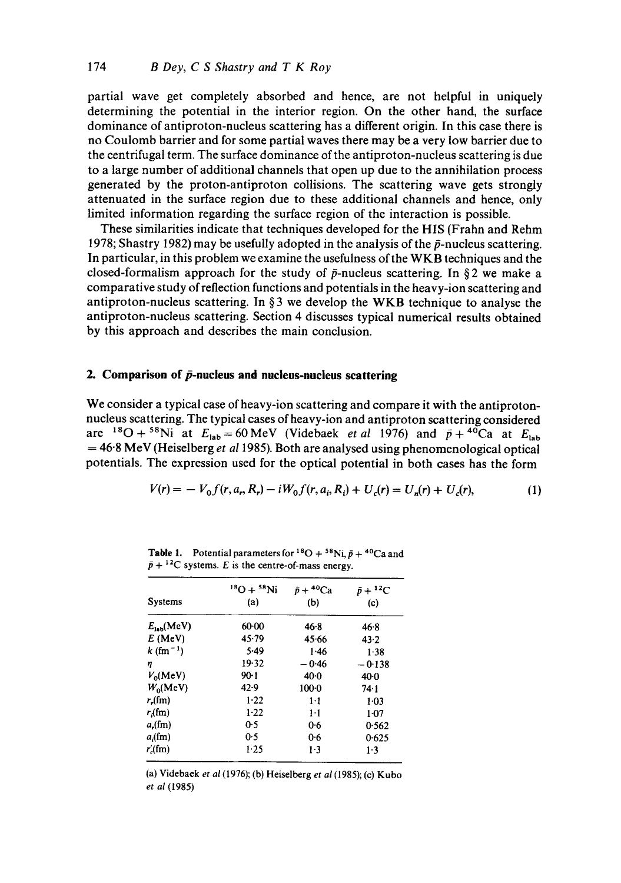partial wave get completely absorbed and hence, are not helpful in uniquely determining the potential in the interior region. On the other hand, the surface dominance of antiproton-nucleus scattering has a different origin. In this case there is no Coulomb barrier and for some partial waves there may be a very low barrier due to the centrifugal term. The surface dominance of the antiproton-nucleus scattering is due to a large number of additional channels that open up due to the annihilation process generated by the proton-antiproton collisions. The scattering wave gets strongly attenuated in the surface region due to these additional channels and hence, only limited information regarding the surface region of the interaction is possible.

These similarities indicate that techniques developed for the HIS (Frahn and Rehm 1978; Shastry 1982) may be usefully adopted in the analysis of the $\bar{p}$-nucleus scattering. In particular, in this problem we examine the usefulness of the WKB techniques and the closed-formalism approach for the study of $\bar{p}$-nucleus scattering. In § 2 we make a comparative study of reflection functions and potentials in the heavy-ion scattering and antiproton-nucleus scattering. In § 3 we develop the WKB technique to analyse the antiproton-nucleus scattering. Section 4 discusses typical numerical results obtained by this approach and describes the main conclusion.

## 2. Comparison of $\bar{p}$-nucleus and nucleus-nucleus scattering

We consider a typical case of heavy-ion scattering and compare it with the antiproton-nucleus scattering. The typical cases of heavy-ion and antiproton scattering considered are $^{18}O + ^{58}Ni$ at $E_{lab} = 60$ MeV (Videbaek *et al* 1976) and $\bar{p} + ^{40}Ca$ at $E_{lab} = 46.8$ MeV (Heiselberg *et al* 1985). Both are analysed using phenomenological optical potentials. The expression used for the optical potential in both cases has the form

$$V(r) = -V_0 f(r, a_r, R_r) - iW_0 f(r, a_i, R_i) + U_c(r) = U_n(r) + U_c(r), \tag{1}$$

**Table 1.** Potential parameters for $^{18}O + ^{58}Ni$, $\bar{p} + ^{40}Ca$ and $\bar{p} + ^{12}C$ systems. $E$ is the centre-of-mass energy.

| Systems | $^{18}O + ^{58}Ni$ (a) | $\bar{p} + ^{40}Ca$ (b) | $\bar{p} + ^{12}C$ (c) |
|---|---|---|---|
| $E_{lab}$(MeV) | 60·00 | 46·8 | 46·8 |
| $E$ (MeV) | 45·79 | 45·66 | 43·2 |
| $k$ (fm$^{-1}$) | 5·49 | 1·46 | 1·38 |
| $\eta$ | 19·32 | $-0·46$ | $-0·138$ |
| $V_0$(MeV) | 90·1 | 40·0 | 40·0 |
| $W_0$(MeV) | 42·9 | 100·0 | 74·1 |
| $r_r$(fm) | 1·22 | 1·1 | 1·03 |
| $r_i$(fm) | 1·22 | 1·1 | 1·07 |
| $a_r$(fm) | 0·5 | 0·6 | 0·562 |
| $a_i$(fm) | 0·5 | 0·6 | 0·625 |
| $r_c'$(fm) | 1·25 | 1·3 | 1·3 |

(a) Videbaek *et al* (1976); (b) Heiselberg *et al* (1985); (c) Kubo *et al* (1985)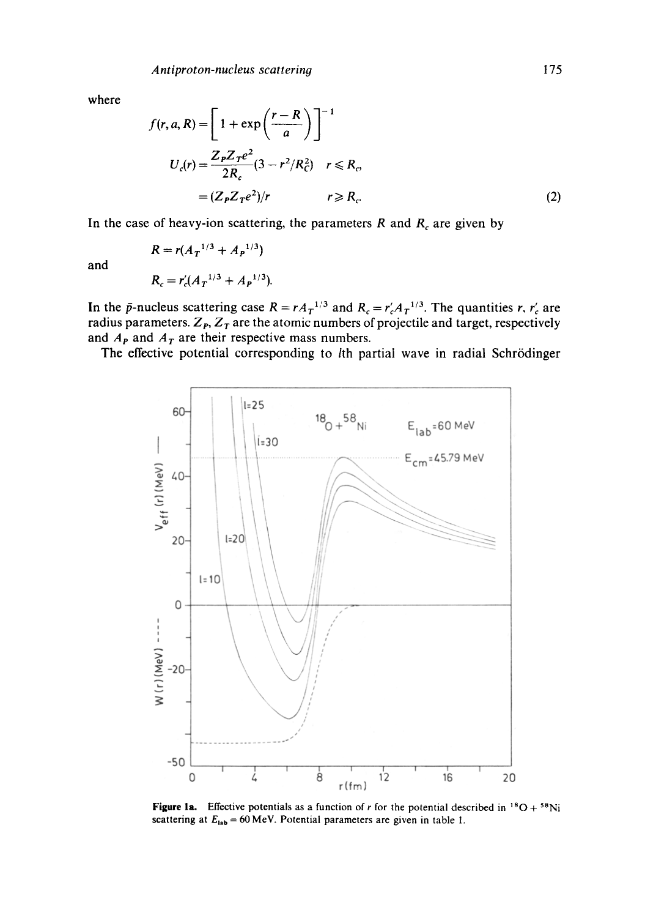where

$$f(r, a, R) = \left[1 + \exp\left(\frac{r - R}{a}\right)\right]^{-1}$$

$$U_c(r) = \frac{Z_P Z_T e^2}{2R_c}(3 - r^2/R_c^2) \quad r \leqslant R_c,$$

$$= (Z_P Z_T e^2)/r \qquad r \geqslant R_c. \tag{2}$$

In the case of heavy-ion scattering, the parameters $R$ and $R_c$ are given by

$$R = r(A_T{}^{1/3} + A_P{}^{1/3})$$

and

$$R_c = r_c'(A_T{}^{1/3} + A_P{}^{1/3}).$$

In the $\bar{p}$-nucleus scattering case $R = rA_T{}^{1/3}$ and $R_c = r_c' A_T{}^{1/3}$. The quantities $r$, $r_c'$ are radius parameters. $Z_P$, $Z_T$ are the atomic numbers of projectile and target, respectively and $A_P$ and $A_T$ are their respective mass numbers.

The effective potential corresponding to $l$th partial wave in radial Schrödinger

**Figure 1a.** Effective potentials as a function of $r$ for the potential described in $^{18}O + ^{58}Ni$ scattering at $E_{lab} = 60$ MeV. Potential parameters are given in table 1.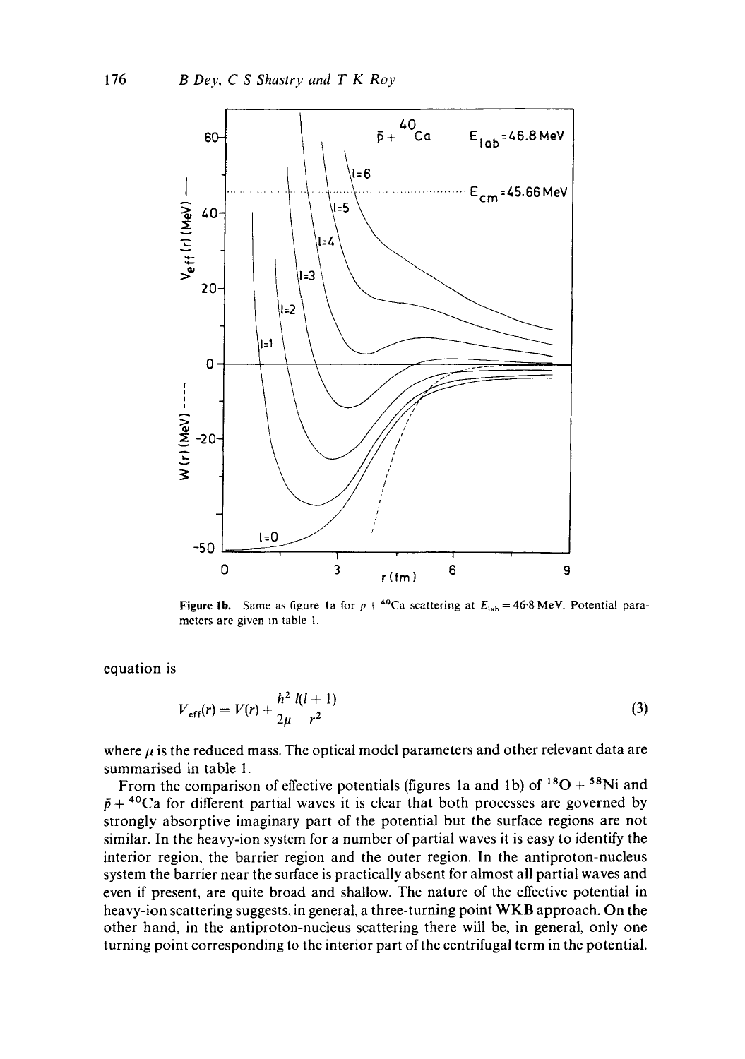**Figure 1b.** Same as figure 1a for $\bar{p} + {}^{40}Ca$ scattering at $E_{lab} = 46{\cdot}8$ MeV. Potential parameters are given in table 1.

equation is

$$V_{eff}(r) = V(r) + \frac{\hbar^2}{2\mu}\frac{l(l+1)}{r^2} \tag{3}$$

where $\mu$ is the reduced mass. The optical model parameters and other relevant data are summarised in table 1.

From the comparison of effective potentials (figures 1a and 1b) of ${}^{18}O + {}^{58}Ni$ and $\bar{p} + {}^{40}Ca$ for different partial waves it is clear that both processes are governed by strongly absorptive imaginary part of the potential but the surface regions are not similar. In the heavy-ion system for a number of partial waves it is easy to identify the interior region, the barrier region and the outer region. In the antiproton-nucleus system the barrier near the surface is practically absent for almost all partial waves and even if present, are quite broad and shallow. The nature of the effective potential in heavy-ion scattering suggests, in general, a three-turning point WKB approach. On the other hand, in the antiproton-nucleus scattering there will be, in general, only one turning point corresponding to the interior part of the centrifugal term in the potential.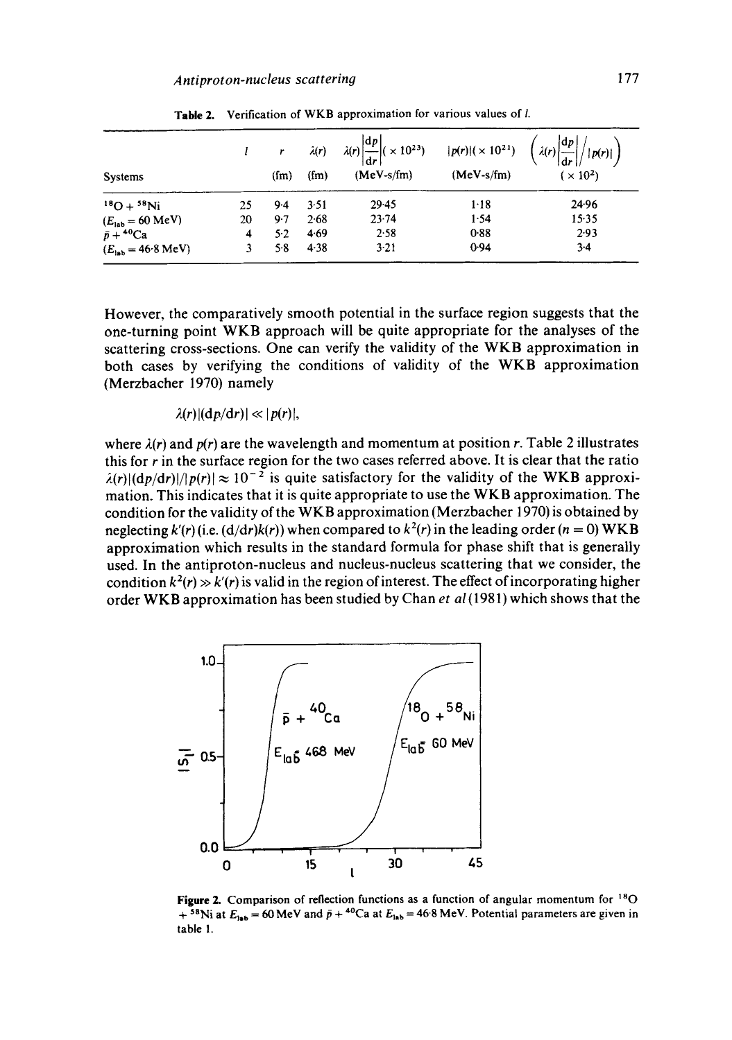Table 2. Verification of WKB approximation for various values of $l$.

| Systems | $l$ | $r$ (fm) | $\lambda(r)$ (fm) | $\lambda(r)\left\|\frac{dp}{dr}\right\|(\times 10^{23})$ (MeV-s/fm) | $\|p(r)\|(\times 10^{21})$ (MeV-s/fm) | $\left(\lambda(r)\left\|\frac{dp}{dr}\right\| / \|p(r)\|\right)$ $(\times 10^2)$ |
|---|---|---|---|---|---|---|
| $^{18}O + {}^{58}Ni$ | 25 | 9·4 | 3·51 | 29·45 | 1·18 | 24·96 |
| ($E_{lab} = 60$ MeV) | 20 | 9·7 | 2·68 | 23·74 | 1·54 | 15·35 |
| $\bar{p} + {}^{40}Ca$ | 4 | 5·2 | 4·69 | 2·58 | 0·88 | 2·93 |
| ($E_{lab} = 46{\cdot}8$ MeV) | 3 | 5·8 | 4·38 | 3·21 | 0·94 | 3·4 |

However, the comparatively smooth potential in the surface region suggests that the one-turning point WKB approach will be quite appropriate for the analyses of the scattering cross-sections. One can verify the validity of the WKB approximation in both cases by verifying the conditions of validity of the WKB approximation (Merzbacher 1970) namely

$$\lambda(r)|(dp/dr)| \ll |p(r)|,$$

where $\lambda(r)$ and $p(r)$ are the wavelength and momentum at position $r$. Table 2 illustrates this for $r$ in the surface region for the two cases referred above. It is clear that the ratio $\lambda(r)|(dp/dr)|/|p(r)| \approx 10^{-2}$ is quite satisfactory for the validity of the WKB approximation. This indicates that it is quite appropriate to use the WKB approximation. The condition for the validity of the WKB approximation (Merzbacher 1970) is obtained by neglecting $k'(r)$ (i.e. $(d/dr)k(r)$) when compared to $k^2(r)$ in the leading order ($n = 0$) WKB approximation which results in the standard formula for phase shift that is generally used. In the antiproton-nucleus and nucleus-nucleus scattering that we consider, the condition $k^2(r) \gg k'(r)$ is valid in the region of interest. The effect of incorporating higher order WKB approximation has been studied by Chan *et al* (1981) which shows that the

**Figure 2.** Comparison of reflection functions as a function of angular momentum for $^{18}O + {}^{58}Ni$ at $E_{lab} = 60$ MeV and $\bar{p} + {}^{40}Ca$ at $E_{lab} = 46{\cdot}8$ MeV. Potential parameters are given in table 1.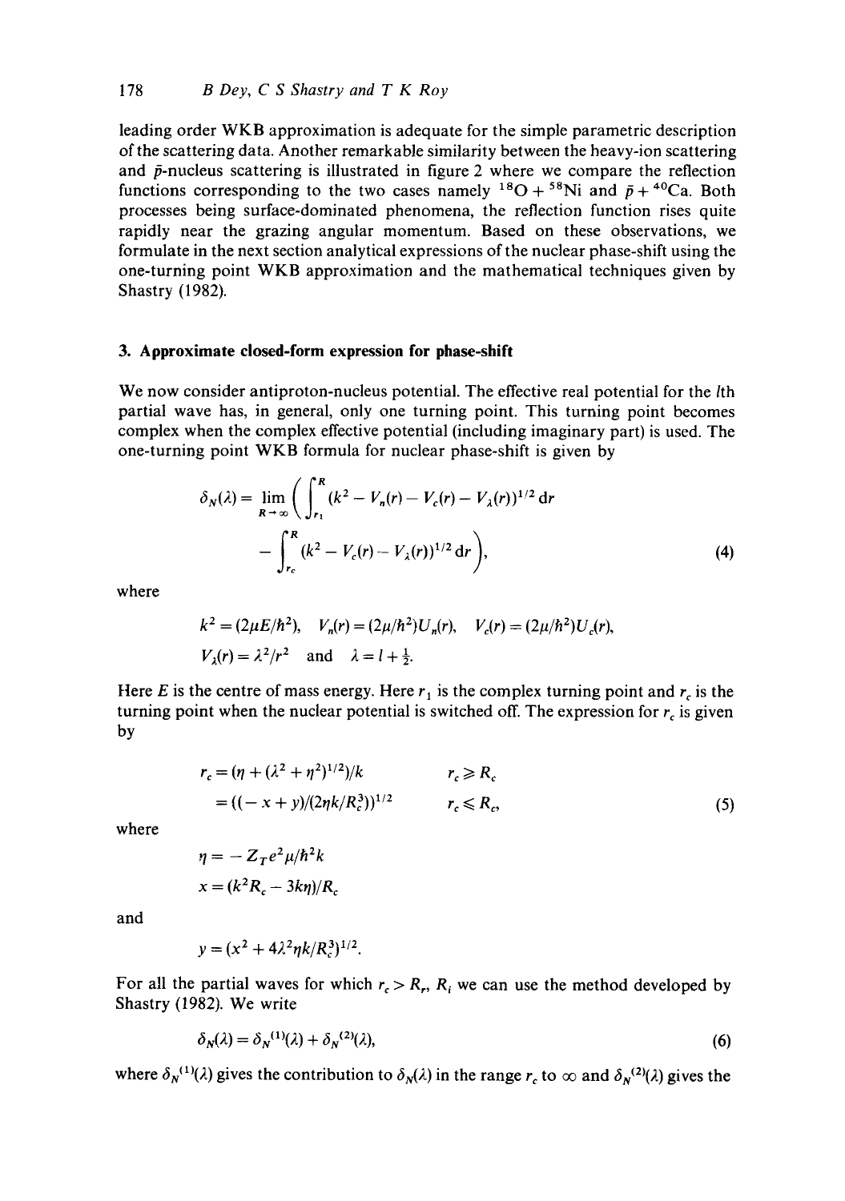leading order WKB approximation is adequate for the simple parametric description of the scattering data. Another remarkable similarity between the heavy-ion scattering and $\bar{p}$-nucleus scattering is illustrated in figure 2 where we compare the reflection functions corresponding to the two cases namely $^{18}O + {}^{58}Ni$ and $\bar{p} + {}^{40}Ca$. Both processes being surface-dominated phenomena, the reflection function rises quite rapidly near the grazing angular momentum. Based on these observations, we formulate in the next section analytical expressions of the nuclear phase-shift using the one-turning point WKB approximation and the mathematical techniques given by Shastry (1982).

## 3. Approximate closed-form expression for phase-shift

We now consider antiproton-nucleus potential. The effective real potential for the $l$th partial wave has, in general, only one turning point. This turning point becomes complex when the complex effective potential (including imaginary part) is used. The one-turning point WKB formula for nuclear phase-shift is given by

$$\delta_N(\lambda) = \lim_{R\to\infty}\left(\int_{r_1}^{R}(k^2 - V_n(r) - V_c(r) - V_\lambda(r))^{1/2}\,\mathrm{d}r - \int_{r_c}^{R}(k^2 - V_c(r) - V_\lambda(r))^{1/2}\,\mathrm{d}r\right), \tag{4}$$

where

$$k^2 = (2\mu E/\hbar^2), \quad V_n(r) = (2\mu/\hbar^2)U_n(r), \quad V_c(r) = (2\mu/\hbar^2)U_c(r),$$

$$V_\lambda(r) = \lambda^2/r^2 \quad \text{and} \quad \lambda = l + \tfrac{1}{2}.$$

Here $E$ is the centre of mass energy. Here $r_1$ is the complex turning point and $r_c$ is the turning point when the nuclear potential is switched off. The expression for $r_c$ is given by

$$\begin{aligned} r_c &= (\eta + (\lambda^2 + \eta^2)^{1/2})/k \qquad && r_c \geqslant R_c \\ &= ((-x + y)/(2\eta k/R_c^3))^{1/2} \qquad && r_c \leqslant R_c, \end{aligned} \tag{5}$$

where

$$\eta = -Z_T e^2 \mu/\hbar^2 k$$

$$x = (k^2 R_c - 3k\eta)/R_c$$

and

$$y = (x^2 + 4\lambda^2 \eta k/R_c^3)^{1/2}.$$

For all the partial waves for which $r_c > R_r$, $R_i$ we can use the method developed by Shastry (1982). We write

$$\delta_N(\lambda) = \delta_N^{(1)}(\lambda) + \delta_N^{(2)}(\lambda), \tag{6}$$

where $\delta_N^{(1)}(\lambda)$ gives the contribution to $\delta_N(\lambda)$ in the range $r_c$ to $\infty$ and $\delta_N^{(2)}(\lambda)$ gives the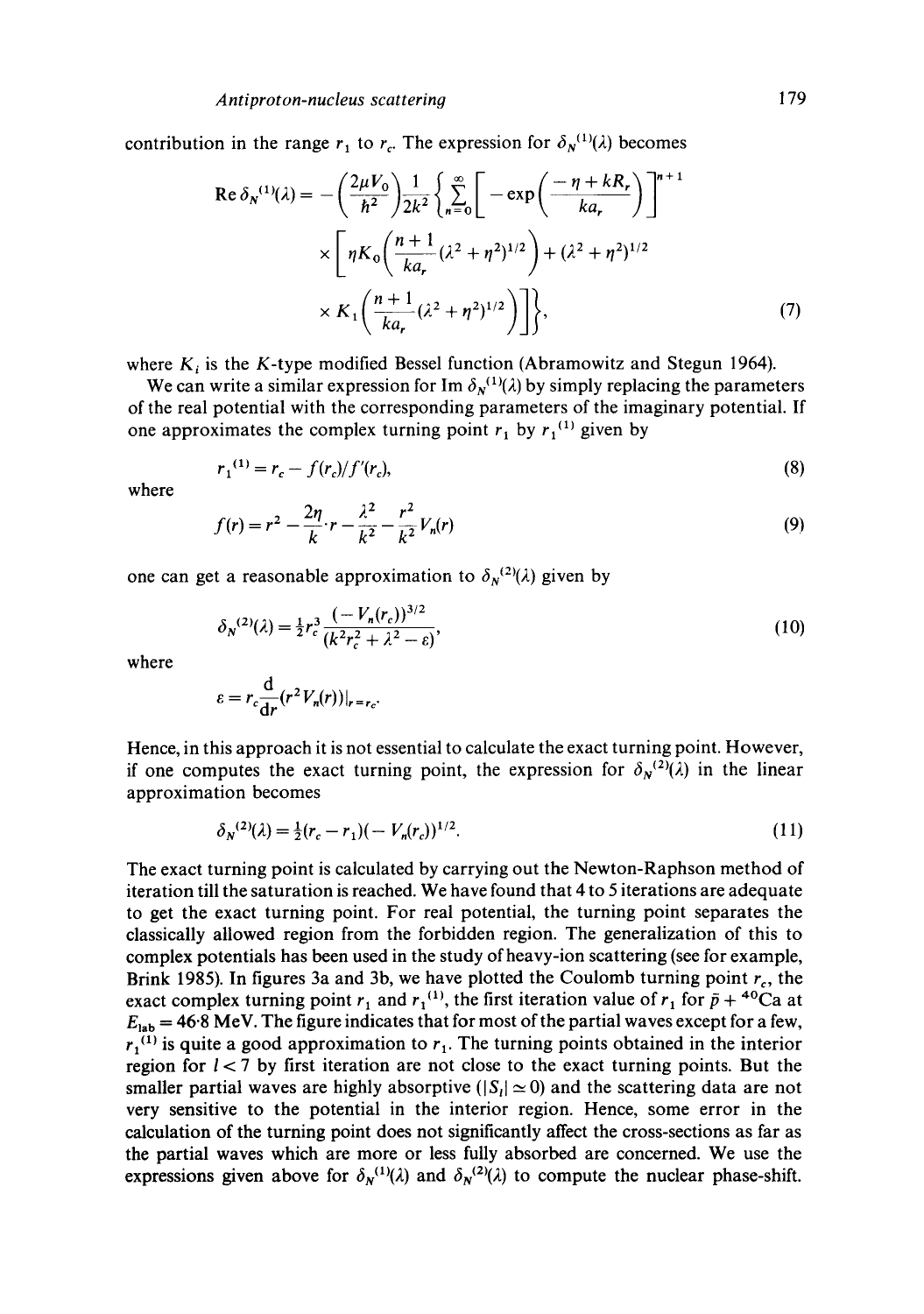contribution in the range $r_1$ to $r_c$. The expression for $\delta_N{}^{(1)}(\lambda)$ becomes

$$\operatorname{Re}\delta_N{}^{(1)}(\lambda) = -\left(\frac{2\mu V_0}{\hbar^2}\right)\frac{1}{2k^2}\left\{\sum_{n=0}^{\infty}\left[-\exp\left(\frac{-\eta+kR_r}{ka_r}\right)\right]^{n+1} \times\left[\eta K_0\left(\frac{n+1}{ka_r}(\lambda^2+\eta^2)^{1/2}\right)+(\lambda^2+\eta^2)^{1/2} \times K_1\left(\frac{n+1}{ka_r}(\lambda^2+\eta^2)^{1/2}\right)\right]\right\}, \tag{7}$$

where $K_i$ is the $K$-type modified Bessel function (Abramowitz and Stegun 1964).

We can write a similar expression for $\operatorname{Im}\delta_N{}^{(1)}(\lambda)$ by simply replacing the parameters of the real potential with the corresponding parameters of the imaginary potential. If one approximates the complex turning point $r_1$ by $r_1{}^{(1)}$ given by

$$r_1{}^{(1)} = r_c - f(r_c)/f'(r_c), \tag{8}$$

where

$$f(r) = r^2 - \frac{2\eta}{k}\cdot r - \frac{\lambda^2}{k^2} - \frac{r^2}{k^2}V_n(r) \tag{9}$$

one can get a reasonable approximation to $\delta_N{}^{(2)}(\lambda)$ given by

$$\delta_N{}^{(2)}(\lambda) = \tfrac{1}{2}r_c^3\frac{(-V_n(r_c))^{3/2}}{(k^2r_c^2+\lambda^2-\varepsilon)}, \tag{10}$$

where

$$\varepsilon = r_c\frac{\mathrm{d}}{\mathrm{d}r}(r^2V_n(r))|_{r=r_c}.$$

Hence, in this approach it is not essential to calculate the exact turning point. However, if one computes the exact turning point, the expression for $\delta_N{}^{(2)}(\lambda)$ in the linear approximation becomes

$$\delta_N{}^{(2)}(\lambda) = \tfrac{1}{2}(r_c - r_1)(-V_n(r_c))^{1/2}. \tag{11}$$

The exact turning point is calculated by carrying out the Newton-Raphson method of iteration till the saturation is reached. We have found that 4 to 5 iterations are adequate to get the exact turning point. For real potential, the turning point separates the classically allowed region from the forbidden region. The generalization of this to complex potentials has been used in the study of heavy-ion scattering (see for example, Brink 1985). In figures 3a and 3b, we have plotted the Coulomb turning point $r_c$, the exact complex turning point $r_1$ and $r_1{}^{(1)}$, the first iteration value of $r_1$ for $\bar{p} + {}^{40}\mathrm{Ca}$ at $E_{\mathrm{lab}} = 46{\cdot}8$ MeV. The figure indicates that for most of the partial waves except for a few, $r_1{}^{(1)}$ is quite a good approximation to $r_1$. The turning points obtained in the interior region for $l < 7$ by first iteration are not close to the exact turning points. But the smaller partial waves are highly absorptive ($|S_l| \simeq 0$) and the scattering data are not very sensitive to the potential in the interior region. Hence, some error in the calculation of the turning point does not significantly affect the cross-sections as far as the partial waves which are more or less fully absorbed are concerned. We use the expressions given above for $\delta_N{}^{(1)}(\lambda)$ and $\delta_N{}^{(2)}(\lambda)$ to compute the nuclear phase-shift.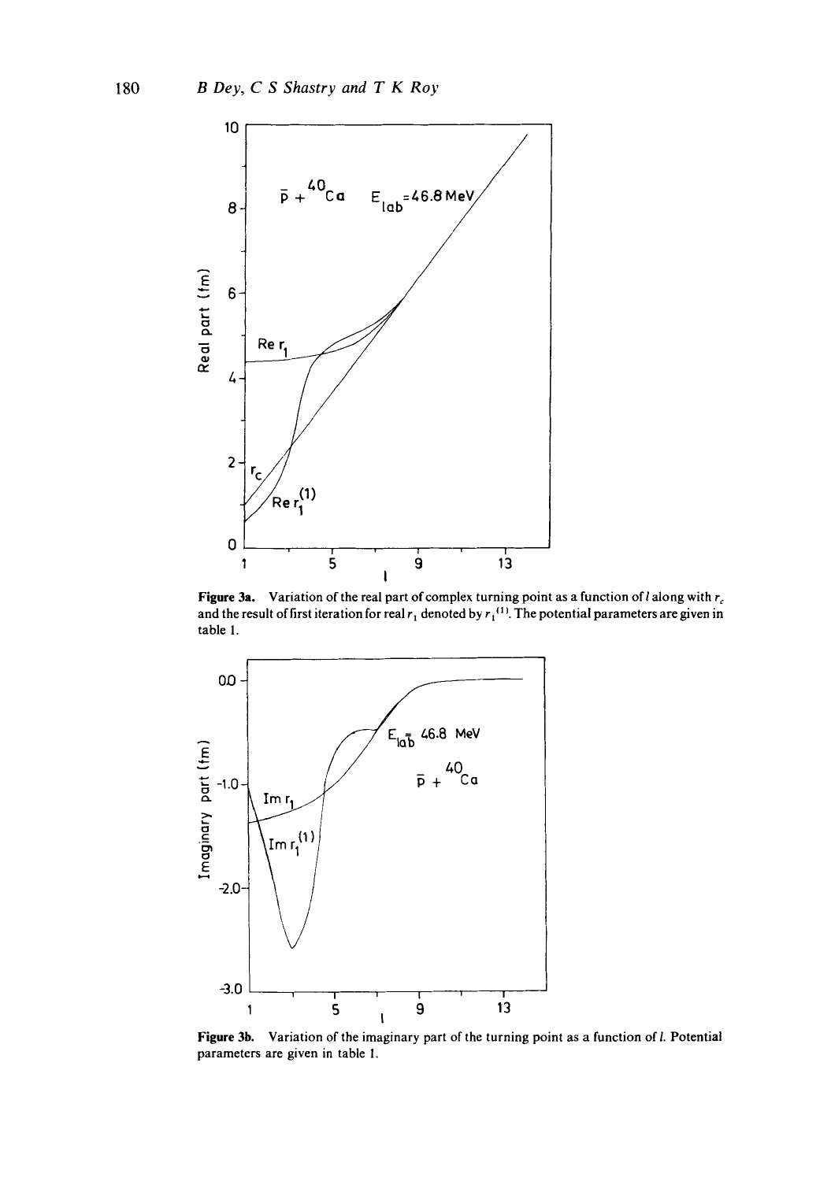**Figure 3a.** Variation of the real part of complex turning point as a function of $l$ along with $r_c$ and the result of first iteration for real $r_1$ denoted by $r_1^{(1)}$. The potential parameters are given in table 1.

**Figure 3b.** Variation of the imaginary part of the turning point as a function of $l$. Potential parameters are given in table 1.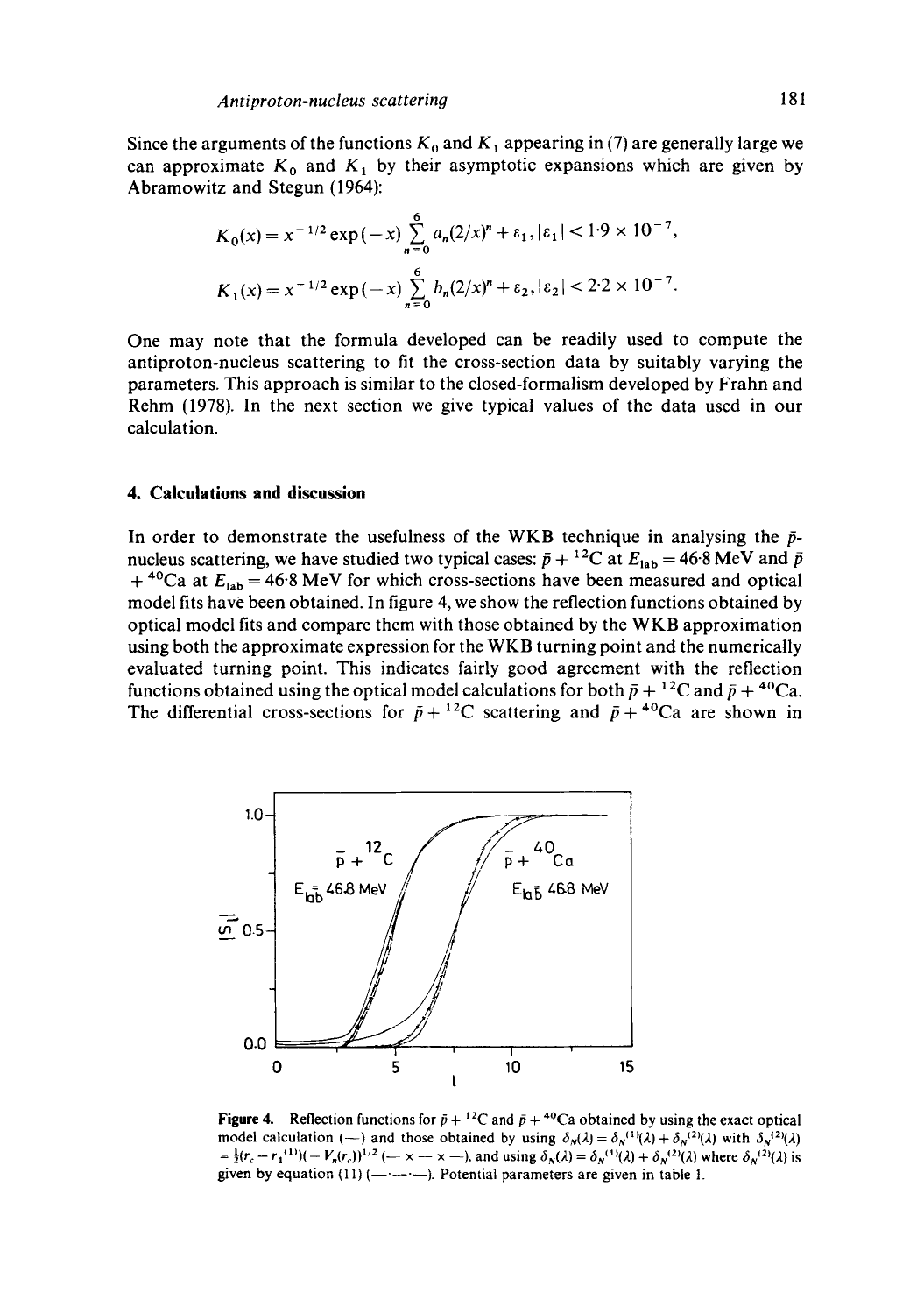Since the arguments of the functions $K_0$ and $K_1$ appearing in (7) are generally large we can approximate $K_0$ and $K_1$ by their asymptotic expansions which are given by Abramowitz and Stegun (1964):

$$K_0(x) = x^{-1/2}\exp(-x)\sum_{n=0}^{6} a_n(2/x)^n + \varepsilon_1, |\varepsilon_1| < 1{\cdot}9 \times 10^{-7},$$

$$K_1(x) = x^{-1/2}\exp(-x)\sum_{n=0}^{6} b_n(2/x)^n + \varepsilon_2, |\varepsilon_2| < 2{\cdot}2 \times 10^{-7}.$$

One may note that the formula developed can be readily used to compute the antiproton-nucleus scattering to fit the cross-section data by suitably varying the parameters. This approach is similar to the closed-formalism developed by Frahn and Rehm (1978). In the next section we give typical values of the data used in our calculation.

## 4. Calculations and discussion

In order to demonstrate the usefulness of the WKB technique in analysing the $\bar{p}$-nucleus scattering, we have studied two typical cases: $\bar{p} + {}^{12}C$ at $E_{lab} = 46{\cdot}8$ MeV and $\bar{p} + {}^{40}Ca$ at $E_{lab} = 46{\cdot}8$ MeV for which cross-sections have been measured and optical model fits have been obtained. In figure 4, we show the reflection functions obtained by optical model fits and compare them with those obtained by the WKB approximation using both the approximate expression for the WKB turning point and the numerically evaluated turning point. This indicates fairly good agreement with the reflection functions obtained using the optical model calculations for both $\bar{p} + {}^{12}C$ and $\bar{p} + {}^{40}Ca$. The differential cross-sections for $\bar{p} + {}^{12}C$ scattering and $\bar{p} + {}^{40}Ca$ are shown in

**Figure 4.** Reflection functions for $\bar{p} + {}^{12}C$ and $\bar{p} + {}^{40}Ca$ obtained by using the exact optical model calculation (—) and those obtained by using $\delta_N(\lambda) = \delta_N^{(1)}(\lambda) + \delta_N^{(2)}(\lambda)$ with $\delta_N^{(2)}(\lambda) = \frac{1}{2}(r_c - r_1^{(1)})(-V_n(r_c))^{1/2}$ (— × — × —), and using $\delta_N(\lambda) = \delta_N^{(1)}(\lambda) + \delta_N^{(2)}(\lambda)$ where $\delta_N^{(2)}(\lambda)$ is given by equation (11) (—·—·—). Potential parameters are given in table 1.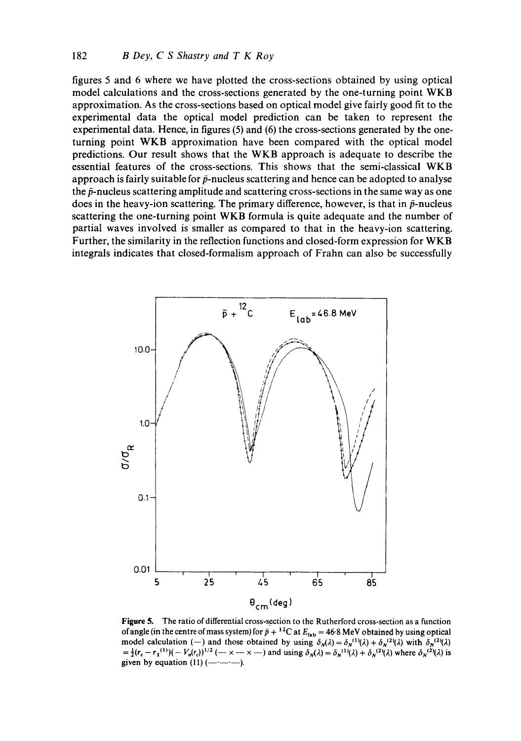figures 5 and 6 where we have plotted the cross-sections obtained by using optical model calculations and the cross-sections generated by the one-turning point WKB approximation. As the cross-sections based on optical model give fairly good fit to the experimental data the optical model prediction can be taken to represent the experimental data. Hence, in figures (5) and (6) the cross-sections generated by the one-turning point WKB approximation have been compared with the optical model predictions. Our result shows that the WKB approach is adequate to describe the essential features of the cross-sections. This shows that the semi-classical WKB approach is fairly suitable for $\bar{p}$-nucleus scattering and hence can be adopted to analyse the $\bar{p}$-nucleus scattering amplitude and scattering cross-sections in the same way as one does in the heavy-ion scattering. The primary difference, however, is that in $\bar{p}$-nucleus scattering the one-turning point WKB formula is quite adequate and the number of partial waves involved is smaller as compared to that in the heavy-ion scattering. Further, the similarity in the reflection functions and closed-form expression for WKB integrals indicates that closed-formalism approach of Frahn can also be successfully

**Figure 5.** The ratio of differential cross-section to the Rutherford cross-section as a function of angle (in the centre of mass system) for $\bar{p} + {}^{12}C$ at $E_{lab} = 46.8$ MeV obtained by using optical model calculation (—) and those obtained by using $\delta_N(\lambda) = \delta_N^{(1)}(\lambda) + \delta_N^{(2)}(\lambda)$ with $\delta_N^{(2)}(\lambda) = \frac{1}{2}(r_c - r_1^{(1)})(-V_n(r_c))^{1/2}$ (— × — × —) and using $\delta_N(\lambda) = \delta_N^{(1)}(\lambda) + \delta_N^{(2)}(\lambda)$ where $\delta_N^{(2)}(\lambda)$ is given by equation (11) (—·—·—).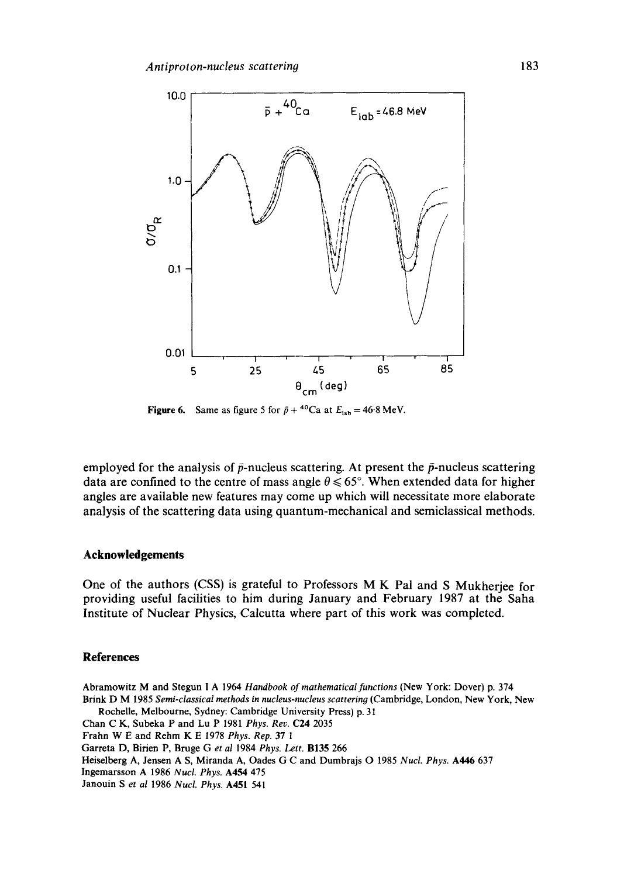Figure 6. Same as figure 5 for $\bar{p} + {}^{40}Ca$ at $E_{lab} = 46.8$ MeV.

employed for the analysis of $\bar{p}$-nucleus scattering. At present the $\bar{p}$-nucleus scattering data are confined to the centre of mass angle $\theta \leqslant 65°$. When extended data for higher angles are available new features may come up which will necessitate more elaborate analysis of the scattering data using quantum-mechanical and semiclassical methods.

## Acknowledgements

One of the authors (CSS) is grateful to Professors M K Pal and S Mukherjee for providing useful facilities to him during January and February 1987 at the Saha Institute of Nuclear Physics, Calcutta where part of this work was completed.

## References

Abramowitz M and Stegun I A 1964 *Handbook of mathematical functions* (New York: Dover) p. 374

Brink D M 1985 *Semi-classical methods in nucleus-nucleus scattering* (Cambridge, London, New York, New Rochelle, Melbourne, Sydney: Cambridge University Press) p. 31

Chan C K, Subeka P and Lu P 1981 *Phys. Rev.* **C24** 2035

Frahn W E and Rehm K E 1978 *Phys. Rep.* **37** 1

Garreta D, Birien P, Bruge G *et al* 1984 *Phys. Lett.* **B135** 266

Heiselberg A, Jensen A S, Miranda A, Oades G C and Dumbrajs O 1985 *Nucl. Phys.* **A446** 637

Ingemarsson A 1986 *Nucl. Phys.* **A454** 475

Janouin S *et al* 1986 *Nucl. Phys.* **A451** 541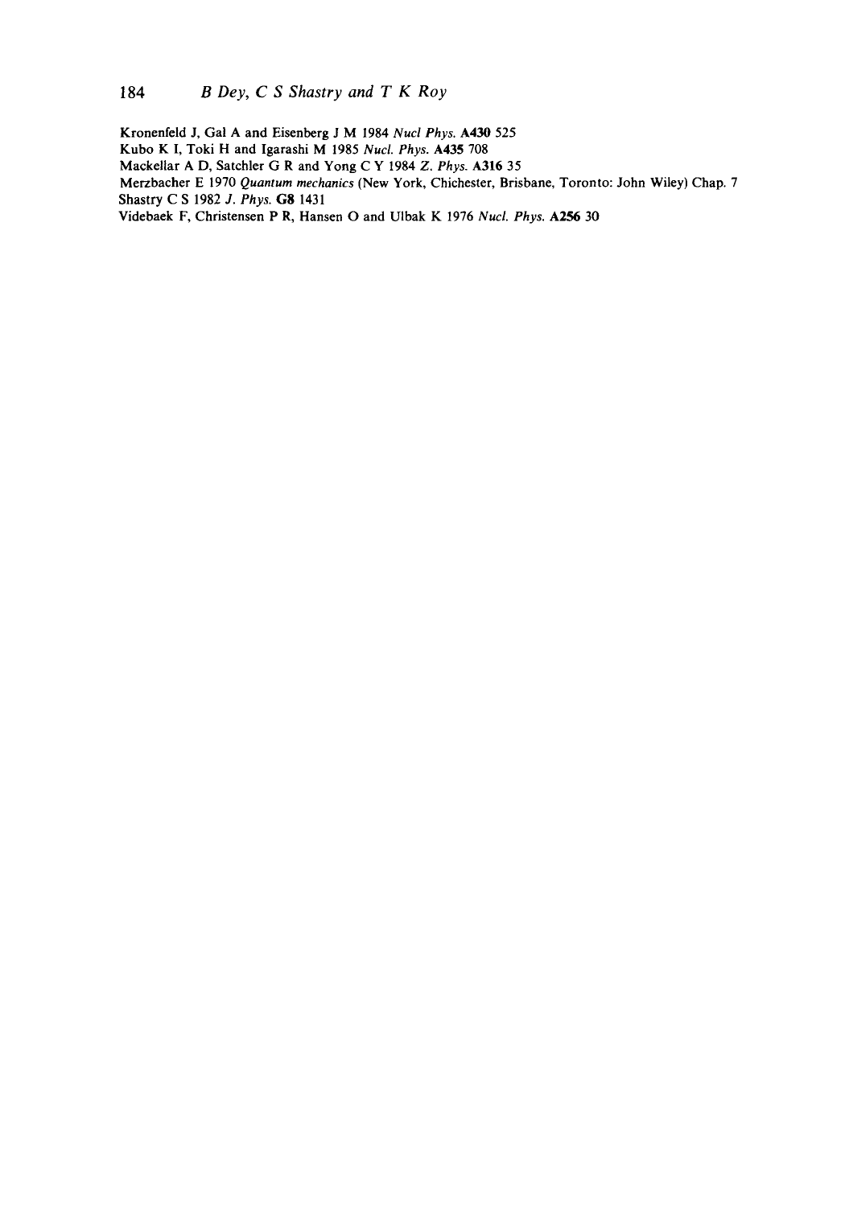Kronenfeld J, Gal A and Eisenberg J M 1984 *Nucl Phys.* **A430** 525
Kubo K I, Toki H and Igarashi M 1985 *Nucl. Phys.* **A435** 708
Mackellar A D, Satchler G R and Yong C Y 1984 *Z. Phys.* **A316** 35
Merzbacher E 1970 *Quantum mechanics* (New York, Chichester, Brisbane, Toronto: John Wiley) Chap. 7
Shastry C S 1982 *J. Phys.* **G8** 1431
Videbaek F, Christensen P R, Hansen O and Ulbak K 1976 *Nucl. Phys.* **A256** 30